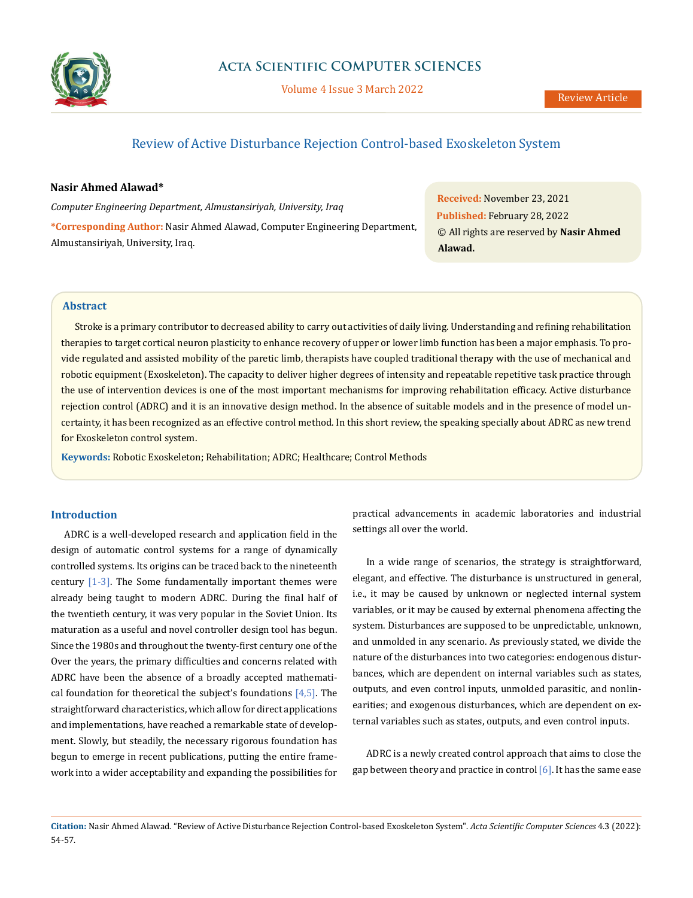# Review of Active Disturbance Rejection Control-based Exoskeleton System

**Nasir Ahmed Alawad***

*Computer Engineering Department, Almustansiriyah, University, Iraq*

***Corresponding Author:** Nasir Ahmed Alawad, Computer Engineering Department, Almustansiriyah, University, Iraq.

**Received:** November 23, 2021
**Published:** February 28, 2022
© All rights are reserved by **Nasir Ahmed Alawad.**

## Abstract

Stroke is a primary contributor to decreased ability to carry out activities of daily living. Understanding and refining rehabilitation therapies to target cortical neuron plasticity to enhance recovery of upper or lower limb function has been a major emphasis. To provide regulated and assisted mobility of the paretic limb, therapists have coupled traditional therapy with the use of mechanical and robotic equipment (Exoskeleton). The capacity to deliver higher degrees of intensity and repeatable repetitive task practice through the use of intervention devices is one of the most important mechanisms for improving rehabilitation efficacy. Active disturbance rejection control (ADRC) and it is an innovative design method. In the absence of suitable models and in the presence of model uncertainty, it has been recognized as an effective control method. In this short review, the speaking specially about ADRC as new trend for Exoskeleton control system.

**Keywords:** Robotic Exoskeleton; Rehabilitation; ADRC; Healthcare; Control Methods

## Introduction

ADRC is a well-developed research and application field in the design of automatic control systems for a range of dynamically controlled systems. Its origins can be traced back to the nineteenth century [1-3]. The Some fundamentally important themes were already being taught to modern ADRC. During the final half of the twentieth century, it was very popular in the Soviet Union. Its maturation as a useful and novel controller design tool has begun. Since the 1980s and throughout the twenty-first century one of the Over the years, the primary difficulties and concerns related with ADRC have been the absence of a broadly accepted mathematical foundation for theoretical the subject's foundations [4,5]. The straightforward characteristics, which allow for direct applications and implementations, have reached a remarkable state of development. Slowly, but steadily, the necessary rigorous foundation has begun to emerge in recent publications, putting the entire framework into a wider acceptability and expanding the possibilities for practical advancements in academic laboratories and industrial settings all over the world.

In a wide range of scenarios, the strategy is straightforward, elegant, and effective. The disturbance is unstructured in general, i.e., it may be caused by unknown or neglected internal system variables, or it may be caused by external phenomena affecting the system. Disturbances are supposed to be unpredictable, unknown, and unmolded in any scenario. As previously stated, we divide the nature of the disturbances into two categories: endogenous disturbances, which are dependent on internal variables such as states, outputs, and even control inputs, unmolded parasitic, and nonlinearities; and exogenous disturbances, which are dependent on external variables such as states, outputs, and even control inputs.

ADRC is a newly created control approach that aims to close the gap between theory and practice in control [6]. It has the same ease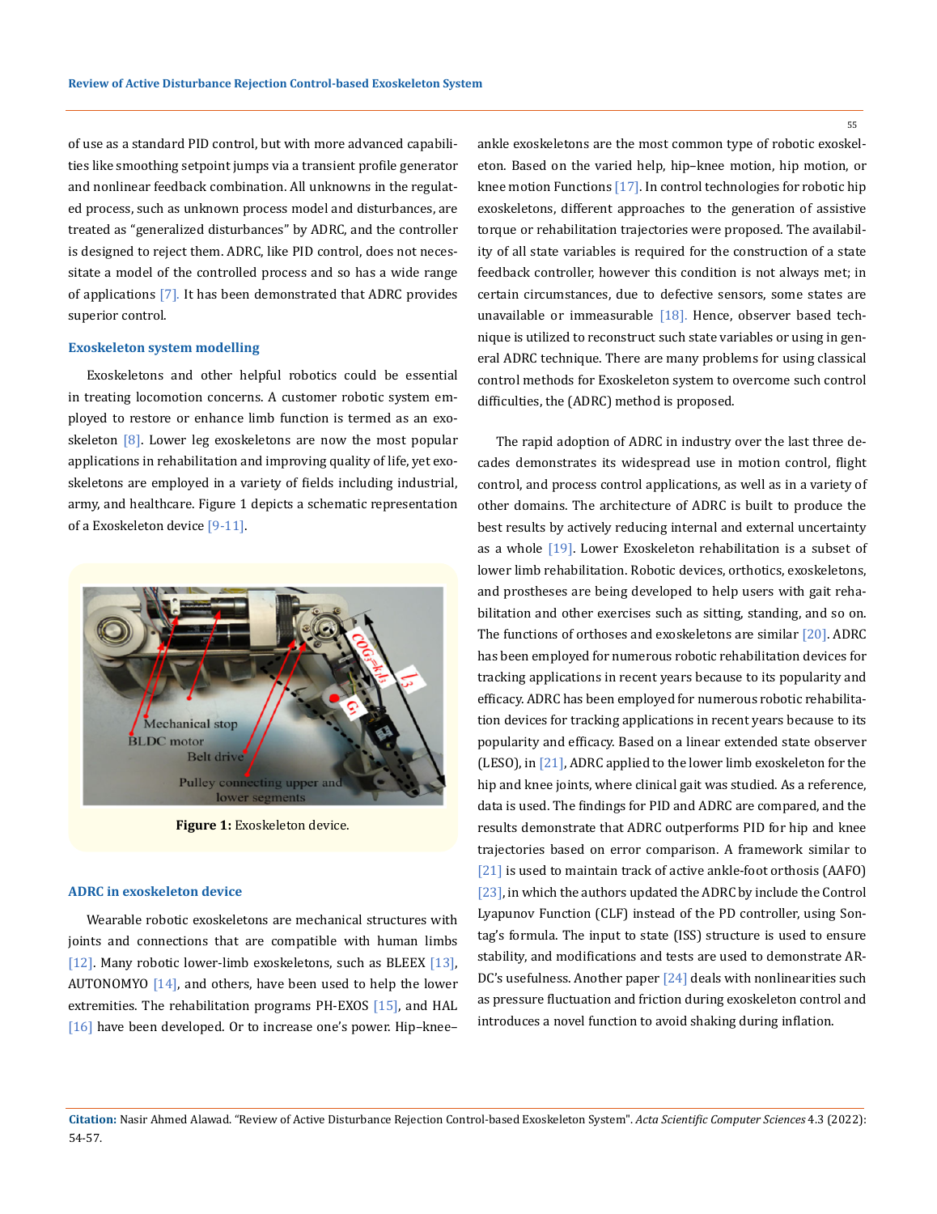of use as a standard PID control, but with more advanced capabilities like smoothing setpoint jumps via a transient profile generator and nonlinear feedback combination. All unknowns in the regulated process, such as unknown process model and disturbances, are treated as "generalized disturbances" by ADRC, and the controller is designed to reject them. ADRC, like PID control, does not necessitate a model of the controlled process and so has a wide range of applications [7]. It has been demonstrated that ADRC provides superior control.

## Exoskeleton system modelling

Exoskeletons and other helpful robotics could be essential in treating locomotion concerns. A customer robotic system employed to restore or enhance limb function is termed as an exoskeleton [8]. Lower leg exoskeletons are now the most popular applications in rehabilitation and improving quality of life, yet exoskeletons are employed in a variety of fields including industrial, army, and healthcare. Figure 1 depicts a schematic representation of a Exoskeleton device [9-11].

**Figure 1:** Exoskeleton device.

## ADRC in exoskeleton device

Wearable robotic exoskeletons are mechanical structures with joints and connections that are compatible with human limbs [12]. Many robotic lower-limb exoskeletons, such as BLEEX [13], AUTONOMYO [14], and others, have been used to help the lower extremities. The rehabilitation programs PH-EXOS [15], and HAL [16] have been developed. Or to increase one's power. Hip–knee–ankle exoskeletons are the most common type of robotic exoskeleton. Based on the varied help, hip–knee motion, hip motion, or knee motion Functions [17]. In control technologies for robotic hip exoskeletons, different approaches to the generation of assistive torque or rehabilitation trajectories were proposed. The availability of all state variables is required for the construction of a state feedback controller, however this condition is not always met; in certain circumstances, due to defective sensors, some states are unavailable or immeasurable [18]. Hence, observer based technique is utilized to reconstruct such state variables or using in general ADRC technique. There are many problems for using classical control methods for Exoskeleton system to overcome such control difficulties, the (ADRC) method is proposed.

The rapid adoption of ADRC in industry over the last three decades demonstrates its widespread use in motion control, flight control, and process control applications, as well as in a variety of other domains. The architecture of ADRC is built to produce the best results by actively reducing internal and external uncertainty as a whole [19]. Lower Exoskeleton rehabilitation is a subset of lower limb rehabilitation. Robotic devices, orthotics, exoskeletons, and prostheses are being developed to help users with gait rehabilitation and other exercises such as sitting, standing, and so on. The functions of orthoses and exoskeletons are similar [20]. ADRC has been employed for numerous robotic rehabilitation devices for tracking applications in recent years because to its popularity and efficacy. ADRC has been employed for numerous robotic rehabilitation devices for tracking applications in recent years because to its popularity and efficacy. Based on a linear extended state observer (LESO), in [21], ADRC applied to the lower limb exoskeleton for the hip and knee joints, where clinical gait was studied. As a reference, data is used. The findings for PID and ADRC are compared, and the results demonstrate that ADRC outperforms PID for hip and knee trajectories based on error comparison. A framework similar to [21] is used to maintain track of active ankle-foot orthosis (AAFO) [23], in which the authors updated the ADRC by include the Control Lyapunov Function (CLF) instead of the PD controller, using Sontag's formula. The input to state (ISS) structure is used to ensure stability, and modifications and tests are used to demonstrate ADRC's usefulness. Another paper [24] deals with nonlinearities such as pressure fluctuation and friction during exoskeleton control and introduces a novel function to avoid shaking during inflation.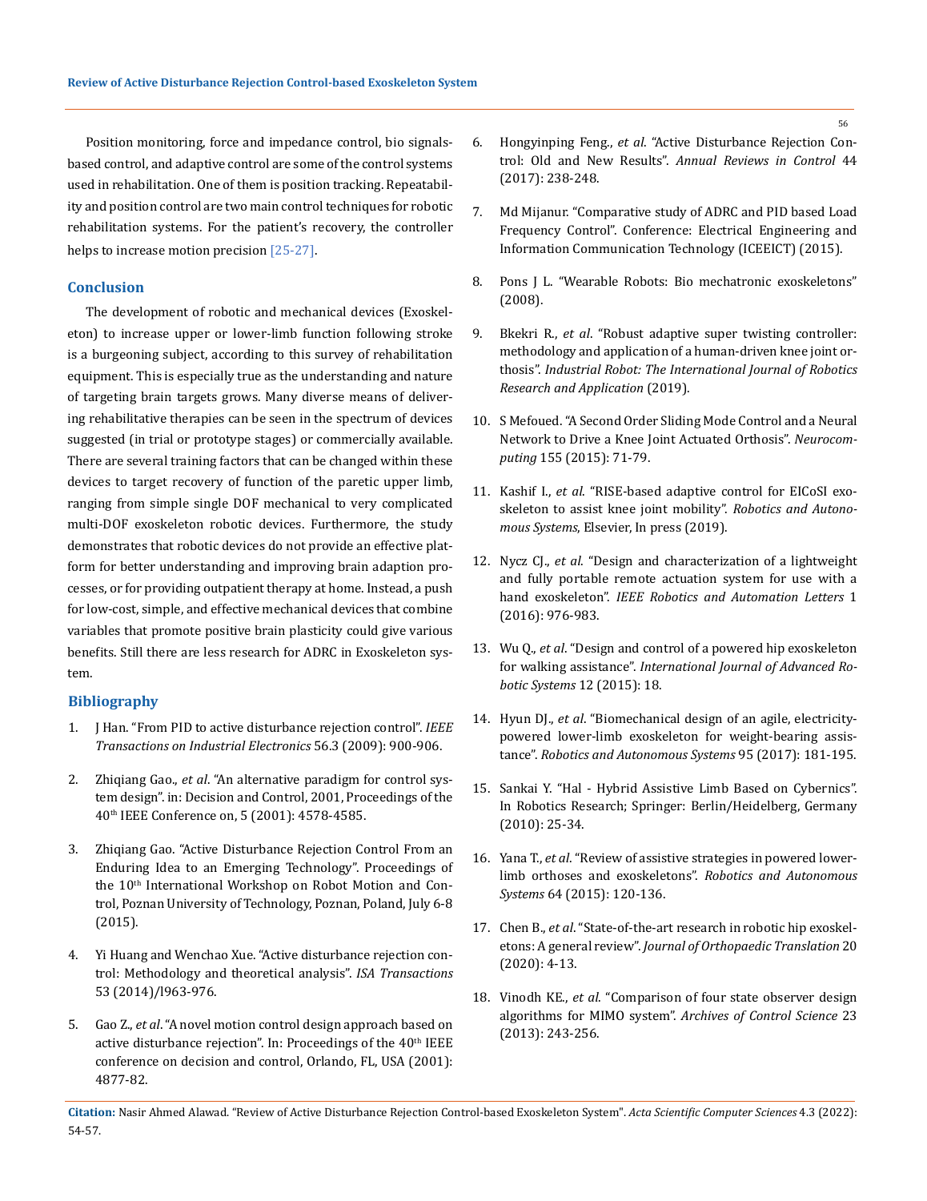Position monitoring, force and impedance control, bio signals-based control, and adaptive control are some of the control systems used in rehabilitation. One of them is position tracking. Repeatability and position control are two main control techniques for robotic rehabilitation systems. For the patient's recovery, the controller helps to increase motion precision [25-27].

## Conclusion

The development of robotic and mechanical devices (Exoskeleton) to increase upper or lower-limb function following stroke is a burgeoning subject, according to this survey of rehabilitation equipment. This is especially true as the understanding and nature of targeting brain targets grows. Many diverse means of delivering rehabilitative therapies can be seen in the spectrum of devices suggested (in trial or prototype stages) or commercially available. There are several training factors that can be changed within these devices to target recovery of function of the paretic upper limb, ranging from simple single DOF mechanical to very complicated multi-DOF exoskeleton robotic devices. Furthermore, the study demonstrates that robotic devices do not provide an effective platform for better understanding and improving brain adaption processes, or for providing outpatient therapy at home. Instead, a push for low-cost, simple, and effective mechanical devices that combine variables that promote positive brain plasticity could give various benefits. Still there are less research for ADRC in Exoskeleton system.

## Bibliography

1. J Han. "From PID to active disturbance rejection control". *IEEE Transactions on Industrial Electronics* 56.3 (2009): 900-906.
2. Zhiqiang Gao., *et al*. "An alternative paradigm for control system design". in: Decision and Control, 2001, Proceedings of the 40th IEEE Conference on, 5 (2001): 4578-4585.
3. Zhiqiang Gao. "Active Disturbance Rejection Control From an Enduring Idea to an Emerging Technology". Proceedings of the 10th International Workshop on Robot Motion and Control, Poznan University of Technology, Poznan, Poland, July 6-8 (2015).
4. Yi Huang and Wenchao Xue. "Active disturbance rejection control: Methodology and theoretical analysis". *ISA Transactions* 53 (2014)/l963-976.
5. Gao Z., *et al*. "A novel motion control design approach based on active disturbance rejection". In: Proceedings of the 40th IEEE conference on decision and control, Orlando, FL, USA (2001): 4877-82.
6. Hongyinping Feng., *et al*. "Active Disturbance Rejection Control: Old and New Results". *Annual Reviews in Control* 44 (2017): 238-248.
7. Md Mijanur. "Comparative study of ADRC and PID based Load Frequency Control". Conference: Electrical Engineering and Information Communication Technology (ICEEICT) (2015).
8. Pons J L. "Wearable Robots: Bio mechatronic exoskeletons" (2008).
9. Bkekri R., *et al*. "Robust adaptive super twisting controller: methodology and application of a human-driven knee joint orthosis". *Industrial Robot: The International Journal of Robotics Research and Application* (2019).
10. S Mefoued. "A Second Order Sliding Mode Control and a Neural Network to Drive a Knee Joint Actuated Orthosis". *Neurocomputing* 155 (2015): 71-79.
11. Kashif I., *et al.* "RISE-based adaptive control for EICoSI exoskeleton to assist knee joint mobility". *Robotics and Autonomous Systems*, Elsevier, In press (2019).
12. Nycz CJ., *et al.* "Design and characterization of a lightweight and fully portable remote actuation system for use with a hand exoskeleton". *IEEE Robotics and Automation Letters* 1 (2016): 976-983.
13. Wu Q., *et al*. "Design and control of a powered hip exoskeleton for walking assistance". *International Journal of Advanced Robotic Systems* 12 (2015): 18.
14. Hyun DJ., *et al*. "Biomechanical design of an agile, electricity-powered lower-limb exoskeleton for weight-bearing assistance". *Robotics and Autonomous Systems* 95 (2017): 181-195.
15. Sankai Y. "Hal - Hybrid Assistive Limb Based on Cybernics". In Robotics Research; Springer: Berlin/Heidelberg, Germany (2010): 25-34.
16. Yana T., *et al*. "Review of assistive strategies in powered lower-limb orthoses and exoskeletons". *Robotics and Autonomous Systems* 64 (2015): 120-136.
17. Chen B., *et al*. "State-of-the-art research in robotic hip exoskeletons: A general review". *Journal of Orthopaedic Translation* 20 (2020): 4-13.
18. Vinodh KE., *et al*. "Comparison of four state observer design algorithms for MIMO system". *Archives of Control Science* 23 (2013): 243-256.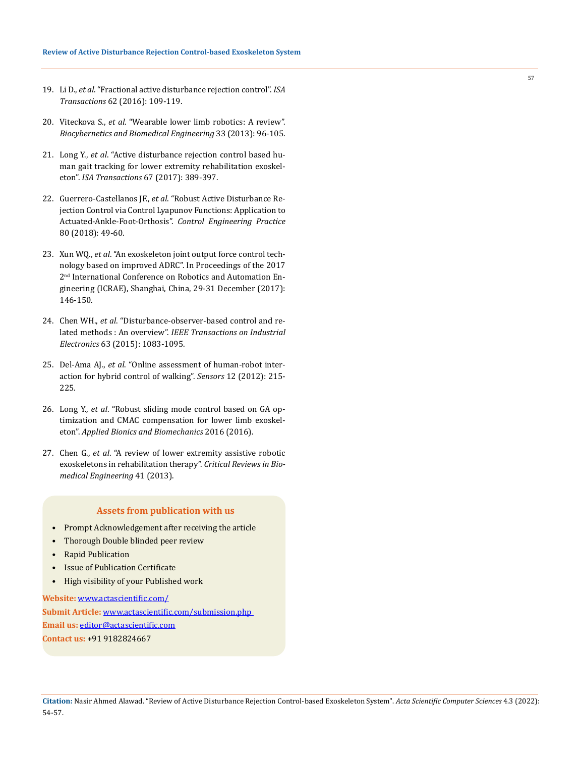19. Li D., *et al*. "Fractional active disturbance rejection control". *ISA Transactions* 62 (2016): 109-119.

20. Viteckova S., *et al*. "Wearable lower limb robotics: A review". *Biocybernetics and Biomedical Engineering* 33 (2013): 96-105.

21. Long Y., *et al*. "Active disturbance rejection control based human gait tracking for lower extremity rehabilitation exoskeleton". *ISA Transactions* 67 (2017): 389-397.

22. Guerrero-Castellanos JF., *et al*. "Robust Active Disturbance Rejection Control via Control Lyapunov Functions: Application to Actuated-Ankle-Foot-Orthosis". *Control Engineering Practice* 80 (2018): 49-60.

23. Xun WQ., *et al*. "An exoskeleton joint output force control technology based on improved ADRC". In Proceedings of the 2017 2nd International Conference on Robotics and Automation Engineering (ICRAE), Shanghai, China, 29-31 December (2017): 146-150.

24. Chen WH., *et al*. "Disturbance-observer-based control and related methods : An overview". *IEEE Transactions on Industrial Electronics* 63 (2015): 1083-1095.

25. Del-Ama AJ., *et al*. "Online assessment of human-robot interaction for hybrid control of walking". *Sensors* 12 (2012): 215-225.

26. Long Y., *et al*. "Robust sliding mode control based on GA optimization and CMAC compensation for lower limb exoskeleton". *Applied Bionics and Biomechanics* 2016 (2016).

27. Chen G., *et al*. "A review of lower extremity assistive robotic exoskeletons in rehabilitation therapy". *Critical Reviews in Biomedical Engineering* 41 (2013).

**Assets from publication with us**

- Prompt Acknowledgement after receiving the article
- Thorough Double blinded peer review
- Rapid Publication
- Issue of Publication Certificate
- High visibility of your Published work

**Website:** www.actascientific.com/
**Submit Article:** www.actascientific.com/submission.php
**Email us:** editor@actascientific.com
**Contact us:** +91 9182824667